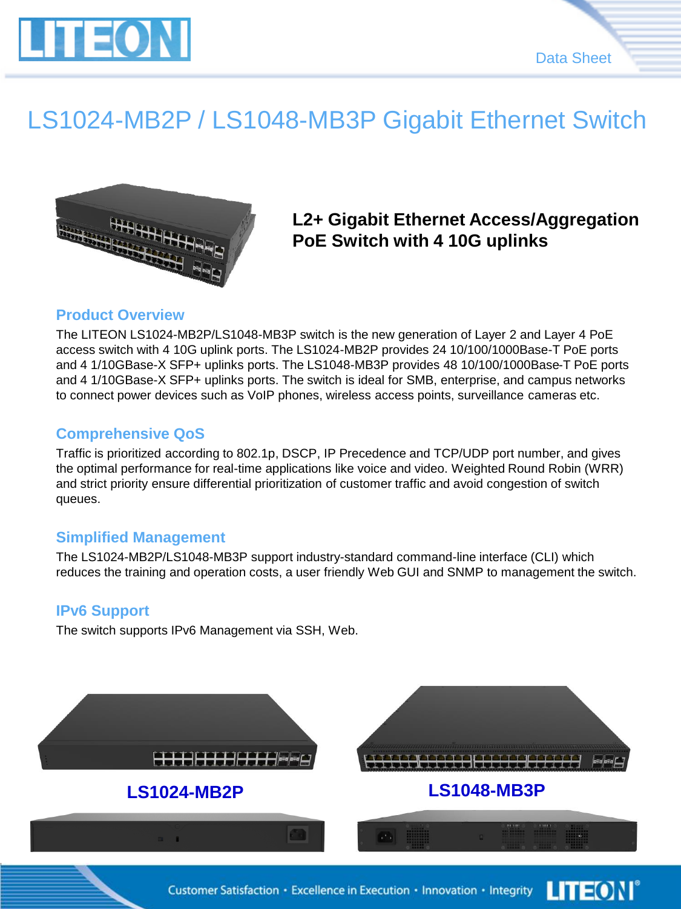Data Sheet

# LS1024-MB2P / LS1048-MB3P Gigabit Ethernet Switch

**L2+ Gigabit Ethernet Access/Aggregation PoE Switch with 4 10G uplinks**

## Product Overview

The LITEON LS1024-MB2P/LS1048-MB3P switch is the new generation of Layer 2 and Layer 4 PoE access switch with 4 10G uplink ports. The LS1024-MB2P provides 24 10/100/1000Base-T PoE ports and 4 1/10GBase-X SFP+ uplinks ports. The LS1048-MB3P provides 48 10/100/1000Base-T PoE ports and 4 1/10GBase-X SFP+ uplinks ports. The switch is ideal for SMB, enterprise, and campus networks to connect power devices such as VoIP phones, wireless access points, surveillance cameras etc.

## Comprehensive QoS

Traffic is prioritized according to 802.1p, DSCP, IP Precedence and TCP/UDP port number, and gives the optimal performance for real-time applications like voice and video. Weighted Round Robin (WRR) and strict priority ensure differential prioritization of customer traffic and avoid congestion of switch queues.

## Simplified Management

The LS1024-MB2P/LS1048-MB3P support industry-standard command-line interface (CLI) which reduces the training and operation costs, a user friendly Web GUI and SNMP to management the switch.

## IPv6 Support

The switch supports IPv6 Management via SSH, Web.

**LS1024-MB2P**

**LS1048-MB3P**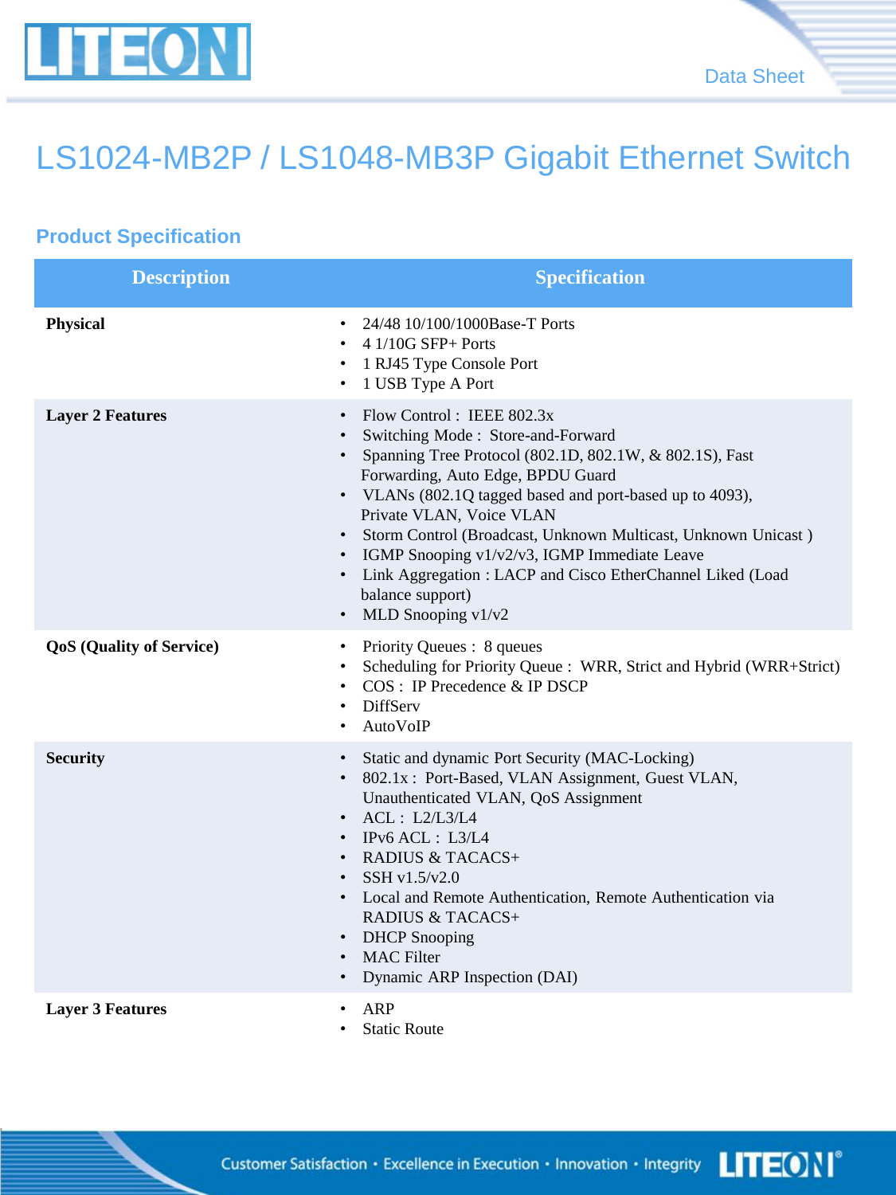# LS1024-MB2P / LS1048-MB3P Gigabit Ethernet Switch

## Product Specification

| Description | Specification |
|---|---|
| **Physical** | • 24/48 10/100/1000Base-T Ports<br>• 4 1/10G SFP+ Ports<br>• 1 RJ45 Type Console Port<br>• 1 USB Type A Port |
| **Layer 2 Features** | • Flow Control : IEEE 802.3x<br>• Switching Mode : Store-and-Forward<br>• Spanning Tree Protocol (802.1D, 802.1W, & 802.1S), Fast Forwarding, Auto Edge, BPDU Guard<br>• VLANs (802.1Q tagged based and port-based up to 4093), Private VLAN, Voice VLAN<br>• Storm Control (Broadcast, Unknown Multicast, Unknown Unicast )<br>• IGMP Snooping v1/v2/v3, IGMP Immediate Leave<br>• Link Aggregation : LACP and Cisco EtherChannel Liked (Load balance support)<br>• MLD Snooping v1/v2 |
| **QoS (Quality of Service)** | • Priority Queues : 8 queues<br>• Scheduling for Priority Queue : WRR, Strict and Hybrid (WRR+Strict)<br>• COS : IP Precedence & IP DSCP<br>• DiffServ<br>• AutoVoIP |
| **Security** | • Static and dynamic Port Security (MAC-Locking)<br>• 802.1x : Port-Based, VLAN Assignment, Guest VLAN, Unauthenticated VLAN, QoS Assignment<br>• ACL : L2/L3/L4<br>• IPv6 ACL : L3/L4<br>• RADIUS & TACACS+<br>• SSH v1.5/v2.0<br>• Local and Remote Authentication, Remote Authentication via RADIUS & TACACS+<br>• DHCP Snooping<br>• MAC Filter<br>• Dynamic ARP Inspection (DAI) |
| **Layer 3 Features** | • ARP<br>• Static Route |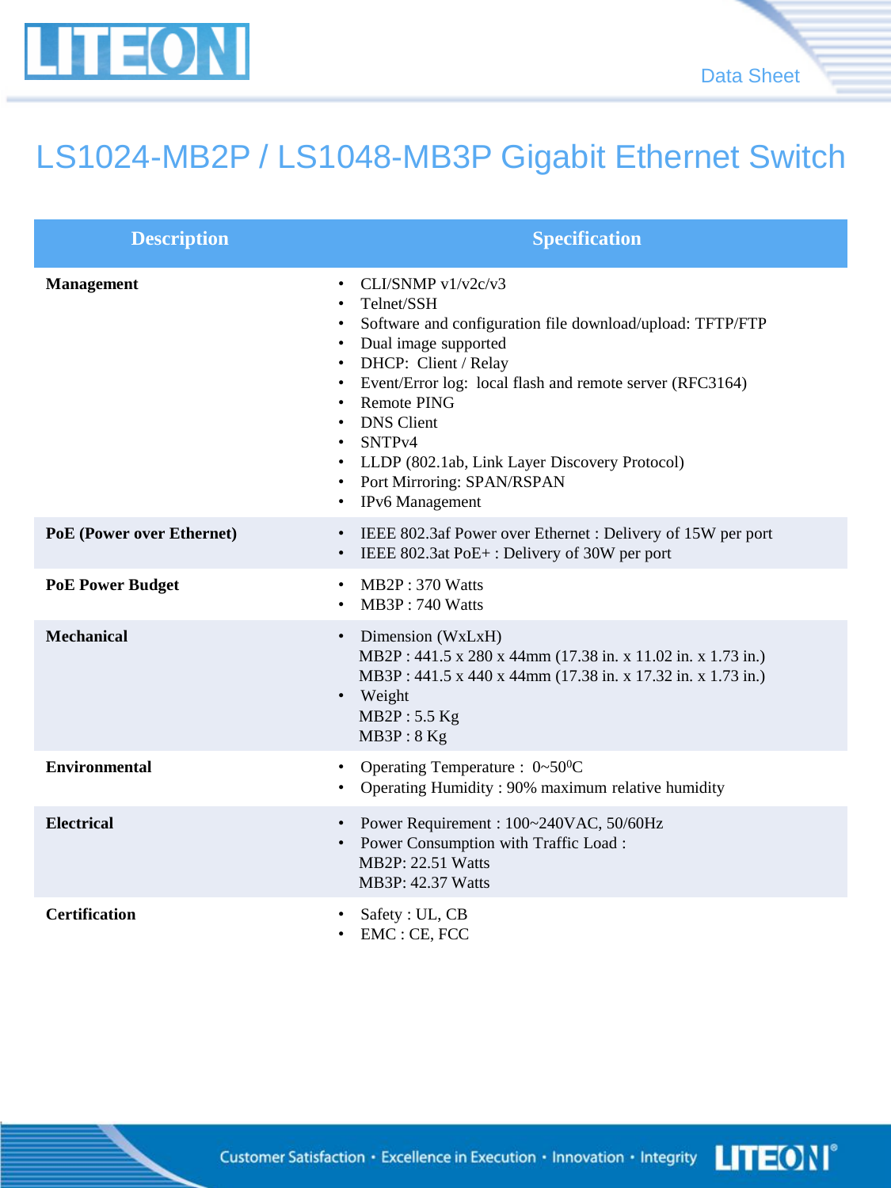# LS1024-MB2P / LS1048-MB3P Gigabit Ethernet Switch

| Description | Specification |
|---|---|
| **Management** | • CLI/SNMP v1/v2c/v3<br>• Telnet/SSH<br>• Software and configuration file download/upload: TFTP/FTP<br>• Dual image supported<br>• DHCP: Client / Relay<br>• Event/Error log: local flash and remote server (RFC3164)<br>• Remote PING<br>• DNS Client<br>• SNTPv4<br>• LLDP (802.1ab, Link Layer Discovery Protocol)<br>• Port Mirroring: SPAN/RSPAN<br>• IPv6 Management |
| **PoE (Power over Ethernet)** | • IEEE 802.3af Power over Ethernet : Delivery of 15W per port<br>• IEEE 802.3at PoE+ : Delivery of 30W per port |
| **PoE Power Budget** | • MB2P : 370 Watts<br>• MB3P : 740 Watts |
| **Mechanical** | • Dimension (WxLxH)<br>MB2P : 441.5 x 280 x 44mm (17.38 in. x 11.02 in. x 1.73 in.)<br>MB3P : 441.5 x 440 x 44mm (17.38 in. x 17.32 in. x 1.73 in.)<br>• Weight<br>MB2P : 5.5 Kg<br>MB3P : 8 Kg |
| **Environmental** | • Operating Temperature : 0~50$^{0}$C<br>• Operating Humidity : 90% maximum relative humidity |
| **Electrical** | • Power Requirement : 100~240VAC, 50/60Hz<br>• Power Consumption with Traffic Load :<br>MB2P: 22.51 Watts<br>MB3P: 42.37 Watts |
| **Certification** | • Safety : UL, CB<br>• EMC : CE, FCC |